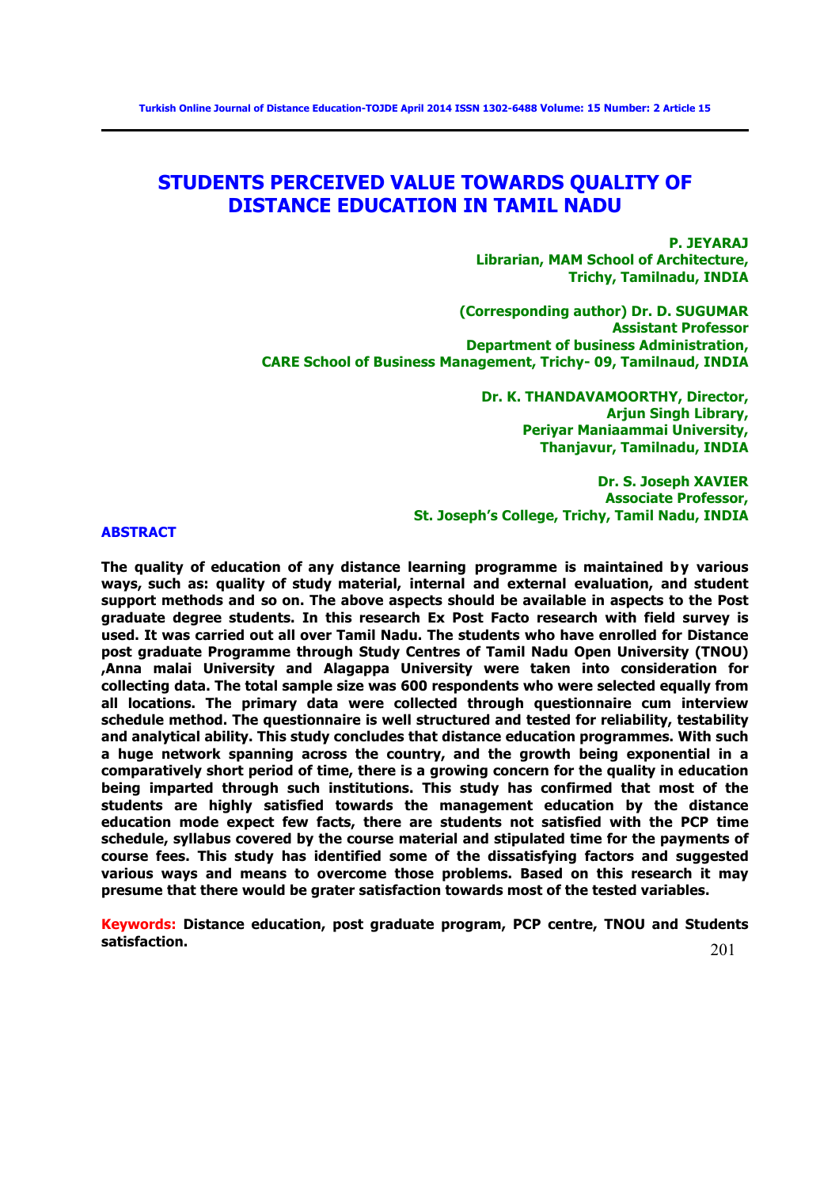# STUDENTS PERCEIVED VALUE TOWARDS QUALITY OF DISTANCE EDUCATION IN TAMIL NADU

**P. JEYARAJ**
**Librarian, MAM School of Architecture,**
**Trichy, Tamilnadu, INDIA**

**(Corresponding author) Dr. D. SUGUMAR**
**Assistant Professor**
**Department of business Administration,**
**CARE School of Business Management, Trichy- 09, Tamilnaud, INDIA**

**Dr. K. THANDAVAMOORTHY, Director,**
**Arjun Singh Library,**
**Periyar Maniaammai University,**
**Thanjavur, Tamilnadu, INDIA**

**Dr. S. Joseph XAVIER**
**Associate Professor,**
**St. Joseph's College, Trichy, Tamil Nadu, INDIA**

## ABSTRACT

**The quality of education of any distance learning programme is maintained by various ways, such as: quality of study material, internal and external evaluation, and student support methods and so on. The above aspects should be available in aspects to the Post graduate degree students. In this research Ex Post Facto research with field survey is used. It was carried out all over Tamil Nadu. The students who have enrolled for Distance post graduate Programme through Study Centres of Tamil Nadu Open University (TNOU) ,Anna malai University and Alagappa University were taken into consideration for collecting data. The total sample size was 600 respondents who were selected equally from all locations. The primary data were collected through questionnaire cum interview schedule method. The questionnaire is well structured and tested for reliability, testability and analytical ability. This study concludes that distance education programmes. With such a huge network spanning across the country, and the growth being exponential in a comparatively short period of time, there is a growing concern for the quality in education being imparted through such institutions. This study has confirmed that most of the students are highly satisfied towards the management education by the distance education mode expect few facts, there are students not satisfied with the PCP time schedule, syllabus covered by the course material and stipulated time for the payments of course fees. This study has identified some of the dissatisfying factors and suggested various ways and means to overcome those problems. Based on this research it may presume that there would be grater satisfaction towards most of the tested variables.**

**Keywords:** **Distance education, post graduate program, PCP centre, TNOU and Students satisfaction.**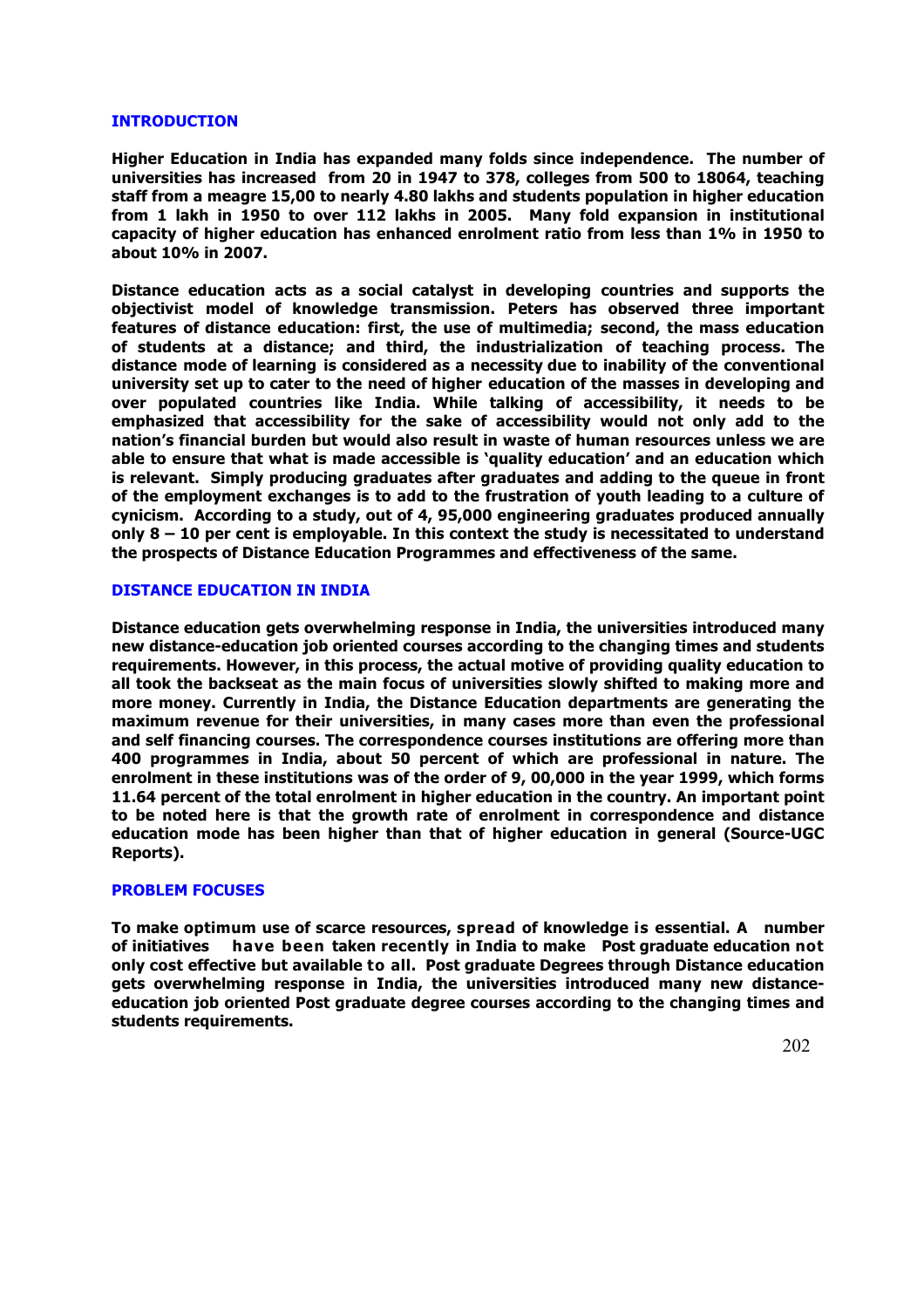## INTRODUCTION

**Higher Education in India has expanded many folds since independence. The number of universities has increased from 20 in 1947 to 378, colleges from 500 to 18064, teaching staff from a meagre 15,00 to nearly 4.80 lakhs and students population in higher education from 1 lakh in 1950 to over 112 lakhs in 2005. Many fold expansion in institutional capacity of higher education has enhanced enrolment ratio from less than 1% in 1950 to about 10% in 2007.**

**Distance education acts as a social catalyst in developing countries and supports the objectivist model of knowledge transmission. Peters has observed three important features of distance education: first, the use of multimedia; second, the mass education of students at a distance; and third, the industrialization of teaching process. The distance mode of learning is considered as a necessity due to inability of the conventional university set up to cater to the need of higher education of the masses in developing and over populated countries like India. While talking of accessibility, it needs to be emphasized that accessibility for the sake of accessibility would not only add to the nation's financial burden but would also result in waste of human resources unless we are able to ensure that what is made accessible is 'quality education' and an education which is relevant. Simply producing graduates after graduates and adding to the queue in front of the employment exchanges is to add to the frustration of youth leading to a culture of cynicism. According to a study, out of 4, 95,000 engineering graduates produced annually only 8 – 10 per cent is employable. In this context the study is necessitated to understand the prospects of Distance Education Programmes and effectiveness of the same.**

## DISTANCE EDUCATION IN INDIA

**Distance education gets overwhelming response in India, the universities introduced many new distance-education job oriented courses according to the changing times and students requirements. However, in this process, the actual motive of providing quality education to all took the backseat as the main focus of universities slowly shifted to making more and more money. Currently in India, the Distance Education departments are generating the maximum revenue for their universities, in many cases more than even the professional and self financing courses. The correspondence courses institutions are offering more than 400 programmes in India, about 50 percent of which are professional in nature. The enrolment in these institutions was of the order of 9, 00,000 in the year 1999, which forms 11.64 percent of the total enrolment in higher education in the country. An important point to be noted here is that the growth rate of enrolment in correspondence and distance education mode has been higher than that of higher education in general (Source-UGC Reports).**

## PROBLEM FOCUSES

**To make optimum use of scarce resources, spread of knowledge is essential. A number of initiatives have been taken recently in India to make Post graduate education not only cost effective but available to all. Post graduate Degrees through Distance education gets overwhelming response in India, the universities introduced many new distance-education job oriented Post graduate degree courses according to the changing times and students requirements.**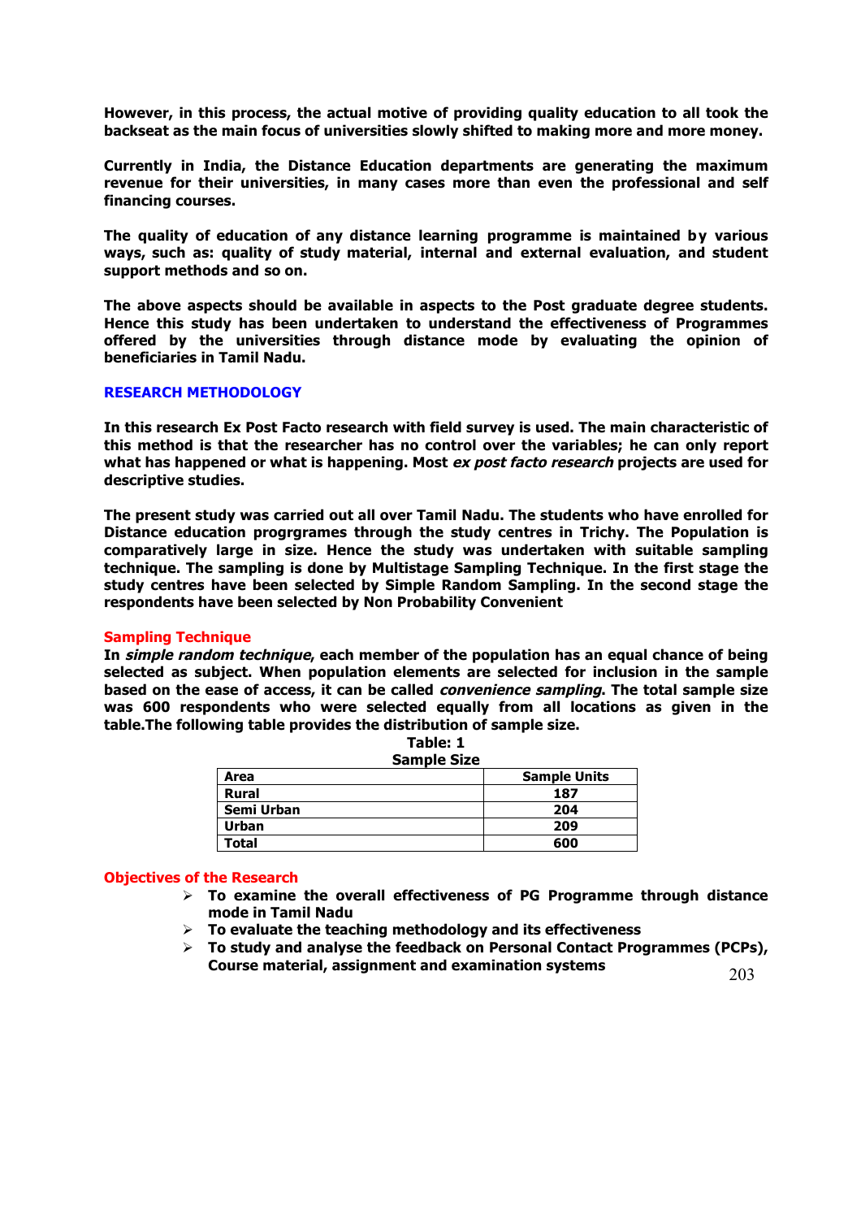**However, in this process, the actual motive of providing quality education to all took the backseat as the main focus of universities slowly shifted to making more and more money.**

**Currently in India, the Distance Education departments are generating the maximum revenue for their universities, in many cases more than even the professional and self financing courses.**

**The quality of education of any distance learning programme is maintained by various ways, such as: quality of study material, internal and external evaluation, and student support methods and so on.**

**The above aspects should be available in aspects to the Post graduate degree students. Hence this study has been undertaken to understand the effectiveness of Programmes offered by the universities through distance mode by evaluating the opinion of beneficiaries in Tamil Nadu.**

## RESEARCH METHODOLOGY

**In this research Ex Post Facto research with field survey is used. The main characteristic of this method is that the researcher has no control over the variables; he can only report what has happened or what is happening. Most *ex post facto research* projects are used for descriptive studies.**

**The present study was carried out all over Tamil Nadu. The students who have enrolled for Distance education progrgrames through the study centres in Trichy. The Population is comparatively large in size. Hence the study was undertaken with suitable sampling technique. The sampling is done by Multistage Sampling Technique. In the first stage the study centres have been selected by Simple Random Sampling. In the second stage the respondents have been selected by Non Probability Convenient**

### Sampling Technique

**In *simple random technique*, each member of the population has an equal chance of being selected as subject. When population elements are selected for inclusion in the sample based on the ease of access, it can be called *convenience sampling*. The total sample size was 600 respondents who were selected equally from all locations as given in the table.The following table provides the distribution of sample size.**

**Table: 1**
**Sample Size**

| Area | Sample Units |
|---|---|
| Rural | 187 |
| Semi Urban | 204 |
| Urban | 209 |
| Total | 600 |

### Objectives of the Research

- **To examine the overall effectiveness of PG Programme through distance mode in Tamil Nadu**
- **To evaluate the teaching methodology and its effectiveness**
- **To study and analyse the feedback on Personal Contact Programmes (PCPs), Course material, assignment and examination systems**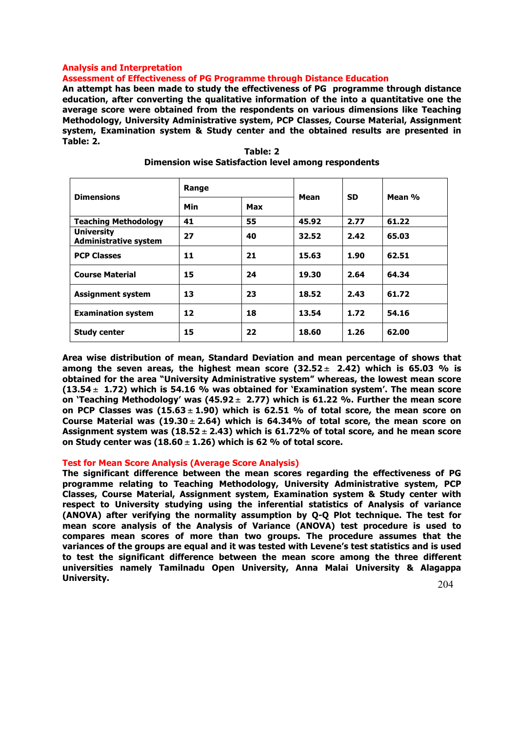## Analysis and Interpretation

### Assessment of Effectiveness of PG Programme through Distance Education

**An attempt has been made to study the effectiveness of PG programme through distance education, after converting the qualitative information of the into a quantitative one the average score were obtained from the respondents on various dimensions like Teaching Methodology, University Administrative system, PCP Classes, Course Material, Assignment system, Examination system & Study center and the obtained results are presented in Table: 2.**

**Table: 2**
**Dimension wise Satisfaction level among respondents**

| Dimensions | Range | | Mean | SD | Mean % |
|---|---|---|---|---|---|
| | Min | Max | | | |
| Teaching Methodology | 41 | 55 | 45.92 | 2.77 | 61.22 |
| University Administrative system | 27 | 40 | 32.52 | 2.42 | 65.03 |
| PCP Classes | 11 | 21 | 15.63 | 1.90 | 62.51 |
| Course Material | 15 | 24 | 19.30 | 2.64 | 64.34 |
| Assignment system | 13 | 23 | 18.52 | 2.43 | 61.72 |
| Examination system | 12 | 18 | 13.54 | 1.72 | 54.16 |
| Study center | 15 | 22 | 18.60 | 1.26 | 62.00 |

**Area wise distribution of mean, Standard Deviation and mean percentage of shows that among the seven areas, the highest mean score (32.52 $\pm$ 2.42) which is 65.03 % is obtained for the area "University Administrative system" whereas, the lowest mean score (13.54 $\pm$ 1.72) which is 54.16 % was obtained for 'Examination system'. The mean score on 'Teaching Methodology' was (45.92 $\pm$ 2.77) which is 61.22 %. Further the mean score on PCP Classes was (15.63 $\pm$ 1.90) which is 62.51 % of total score, the mean score on Course Material was (19.30 $\pm$ 2.64) which is 64.34% of total score, the mean score on Assignment system was (18.52 $\pm$ 2.43) which is 61.72% of total score, and he mean score on Study center was (18.60 $\pm$ 1.26) which is 62 % of total score.**

### Test for Mean Score Analysis (Average Score Analysis)

**The significant difference between the mean scores regarding the effectiveness of PG programme relating to Teaching Methodology, University Administrative system, PCP Classes, Course Material, Assignment system, Examination system & Study center with respect to University studying using the inferential statistics of Analysis of variance (ANOVA) after verifying the normality assumption by Q-Q Plot technique. The test for mean score analysis of the Analysis of Variance (ANOVA) test procedure is used to compares mean scores of more than two groups. The procedure assumes that the variances of the groups are equal and it was tested with Levene's test statistics and is used to test the significant difference between the mean score among the three different universities namely Tamilnadu Open University, Anna Malai University & Alagappa University.**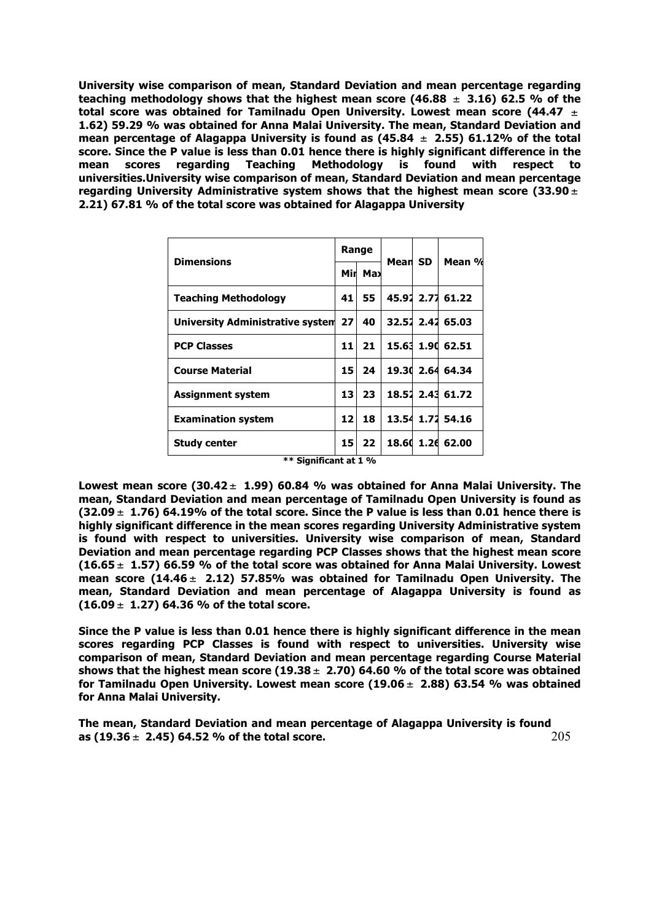**University wise comparison of mean, Standard Deviation and mean percentage regarding teaching methodology shows that the highest mean score (46.88 ± 3.16) 62.5 % of the total score was obtained for Tamilnadu Open University. Lowest mean score (44.47 ± 1.62) 59.29 % was obtained for Anna Malai University. The mean, Standard Deviation and mean percentage of Alagappa University is found as (45.84 ± 2.55) 61.12% of the total score. Since the P value is less than 0.01 hence there is highly significant difference in the mean scores regarding Teaching Methodology is found with respect to universities.University wise comparison of mean, Standard Deviation and mean percentage regarding University Administrative system shows that the highest mean score (33.90 ± 2.21) 67.81 % of the total score was obtained for Alagappa University**

| Dimensions | Range | | Mean | SD | Mean % |
|---|---|---|---|---|---|
| | Min | Max | | | |
| **Teaching Methodology** | 41 | 55 | 45.92 | 2.77 | 61.22 |
| **University Administrative system** | 27 | 40 | 32.52 | 2.42 | 65.03 |
| **PCP Classes** | 11 | 21 | 15.63 | 1.90 | 62.51 |
| **Course Material** | 15 | 24 | 19.30 | 2.64 | 64.34 |
| **Assignment system** | 13 | 23 | 18.52 | 2.43 | 61.72 |
| **Examination system** | 12 | 18 | 13.54 | 1.72 | 54.16 |
| **Study center** | 15 | 22 | 18.60 | 1.26 | 62.00 |

**\*\* Significant at 1 %**

**Lowest mean score (30.42 ± 1.99) 60.84 % was obtained for Anna Malai University. The mean, Standard Deviation and mean percentage of Tamilnadu Open University is found as (32.09 ± 1.76) 64.19% of the total score. Since the P value is less than 0.01 hence there is highly significant difference in the mean scores regarding University Administrative system is found with respect to universities. University wise comparison of mean, Standard Deviation and mean percentage regarding PCP Classes shows that the highest mean score (16.65 ± 1.57) 66.59 % of the total score was obtained for Anna Malai University. Lowest mean score (14.46 ± 2.12) 57.85% was obtained for Tamilnadu Open University. The mean, Standard Deviation and mean percentage of Alagappa University is found as (16.09 ± 1.27) 64.36 % of the total score.**

**Since the P value is less than 0.01 hence there is highly significant difference in the mean scores regarding PCP Classes is found with respect to universities. University wise comparison of mean, Standard Deviation and mean percentage regarding Course Material shows that the highest mean score (19.38 ± 2.70) 64.60 % of the total score was obtained for Tamilnadu Open University. Lowest mean score (19.06 ± 2.88) 63.54 % was obtained for Anna Malai University.**

**The mean, Standard Deviation and mean percentage of Alagappa University is found as (19.36 ± 2.45) 64.52 % of the total score.**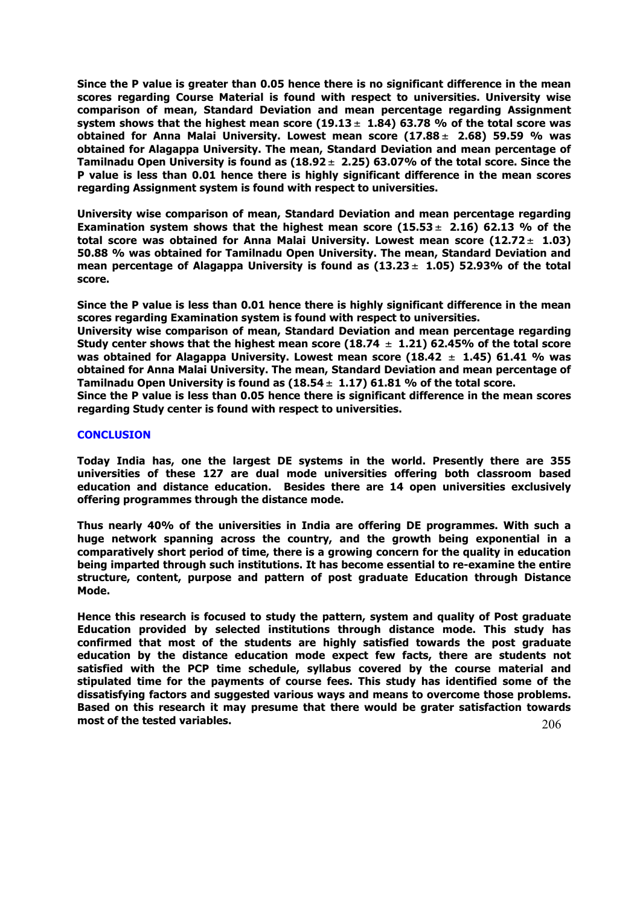**Since the P value is greater than 0.05 hence there is no significant difference in the mean scores regarding Course Material is found with respect to universities. University wise comparison of mean, Standard Deviation and mean percentage regarding Assignment system shows that the highest mean score ($19.13 \pm 1.84$) 63.78 % of the total score was obtained for Anna Malai University. Lowest mean score ($17.88 \pm 2.68$) 59.59 % was obtained for Alagappa University. The mean, Standard Deviation and mean percentage of Tamilnadu Open University is found as ($18.92 \pm 2.25$) 63.07% of the total score. Since the P value is less than 0.01 hence there is highly significant difference in the mean scores regarding Assignment system is found with respect to universities.**

**University wise comparison of mean, Standard Deviation and mean percentage regarding Examination system shows that the highest mean score ($15.53 \pm 2.16$) 62.13 % of the total score was obtained for Anna Malai University. Lowest mean score ($12.72 \pm 1.03$) 50.88 % was obtained for Tamilnadu Open University. The mean, Standard Deviation and mean percentage of Alagappa University is found as ($13.23 \pm 1.05$) 52.93% of the total score.**

**Since the P value is less than 0.01 hence there is highly significant difference in the mean scores regarding Examination system is found with respect to universities.**
**University wise comparison of mean, Standard Deviation and mean percentage regarding Study center shows that the highest mean score ($18.74 \pm 1.21$) 62.45% of the total score was obtained for Alagappa University. Lowest mean score ($18.42 \pm 1.45$) 61.41 % was obtained for Anna Malai University. The mean, Standard Deviation and mean percentage of Tamilnadu Open University is found as ($18.54 \pm 1.17$) 61.81 % of the total score.**
**Since the P value is less than 0.05 hence there is significant difference in the mean scores regarding Study center is found with respect to universities.**

## CONCLUSION

**Today India has, one the largest DE systems in the world. Presently there are 355 universities of these 127 are dual mode universities offering both classroom based education and distance education. Besides there are 14 open universities exclusively offering programmes through the distance mode.**

**Thus nearly 40% of the universities in India are offering DE programmes. With such a huge network spanning across the country, and the growth being exponential in a comparatively short period of time, there is a growing concern for the quality in education being imparted through such institutions. It has become essential to re-examine the entire structure, content, purpose and pattern of post graduate Education through Distance Mode.**

**Hence this research is focused to study the pattern, system and quality of Post graduate Education provided by selected institutions through distance mode. This study has confirmed that most of the students are highly satisfied towards the post graduate education by the distance education mode expect few facts, there are students not satisfied with the PCP time schedule, syllabus covered by the course material and stipulated time for the payments of course fees. This study has identified some of the dissatisfying factors and suggested various ways and means to overcome those problems. Based on this research it may presume that there would be grater satisfaction towards most of the tested variables.**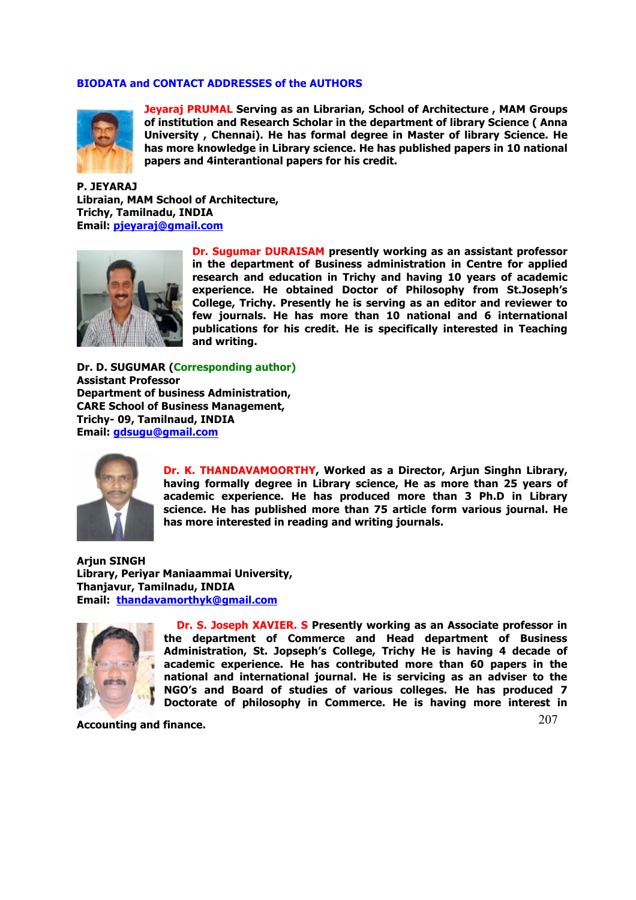## BIODATA and CONTACT ADDRESSES of the AUTHORS

**Jeyaraj PRUMAL Serving as an Librarian, School of Architecture , MAM Groups of institution and Research Scholar in the department of library Science ( Anna University , Chennai). He has formal degree in Master of library Science. He has more knowledge in Library science. He has published papers in 10 national papers and 4interantional papers for his credit.**

**P. JEYARAJ**
**Libraian, MAM School of Architecture,**
**Trichy, Tamilnadu, INDIA**
**Email: pjeyaraj@gmail.com**

**Dr. Sugumar DURAISAM presently working as an assistant professor in the department of Business administration in Centre for applied research and education in Trichy and having 10 years of academic experience. He obtained Doctor of Philosophy from St.Joseph's College, Trichy. Presently he is serving as an editor and reviewer to few journals. He has more than 10 national and 6 international publications for his credit. He is specifically interested in Teaching and writing.**

**Dr. D. SUGUMAR (Corresponding author)**
**Assistant Professor**
**Department of business Administration,**
**CARE School of Business Management,**
**Trichy- 09, Tamilnaud, INDIA**
**Email: gdsugu@gmail.com**

**Dr. K. THANDAVAMOORTHY, Worked as a Director, Arjun Singhn Library, having formally degree in Library science, He as more than 25 years of academic experience. He has produced more than 3 Ph.D in Library science. He has published more than 75 article form various journal. He has more interested in reading and writing journals.**

**Arjun SINGH**
**Library, Periyar Maniaammai University,**
**Thanjavur, Tamilnadu, INDIA**
**Email: thandavamorthyk@gmail.com**

**Dr. S. Joseph XAVIER. S Presently working as an Associate professor in the department of Commerce and Head department of Business Administration, St. Jopseph's College, Trichy He is having 4 decade of academic experience. He has contributed more than 60 papers in the national and international journal. He is servicing as an adviser to the NGO's and Board of studies of various colleges. He has produced 7 Doctorate of philosophy in Commerce. He is having more interest in Accounting and finance.**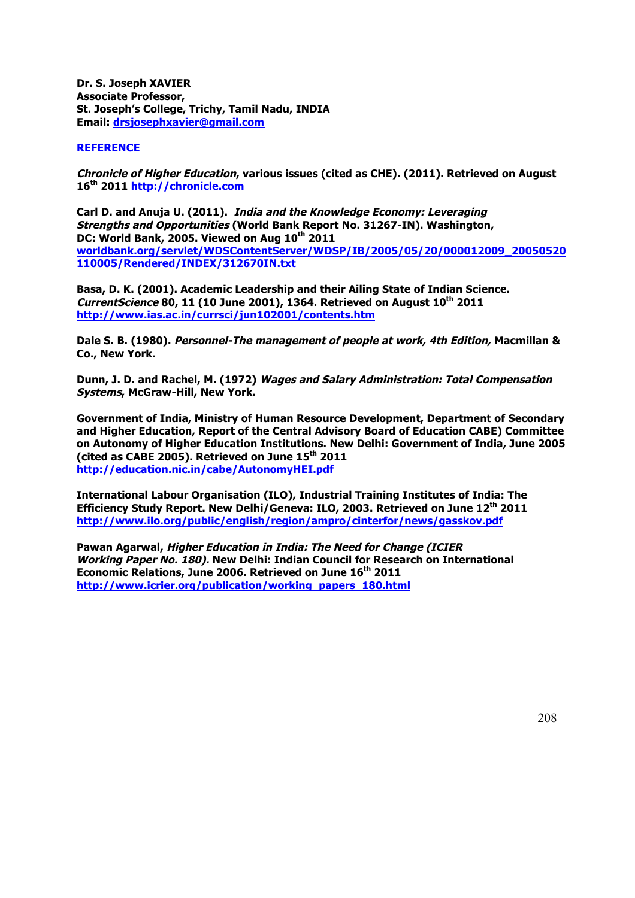**Dr. S. Joseph XAVIER**
**Associate Professor,**
**St. Joseph's College, Trichy, Tamil Nadu, INDIA**
**Email: drsjosephxavier@gmail.com**

## REFERENCE

***Chronicle of Higher Education*, various issues (cited as CHE). (2011). Retrieved on August 16th 2011 http://chronicle.com**

**Carl D. and Anuja U. (2011). *India and the Knowledge Economy: Leveraging Strengths and Opportunities* (World Bank Report No. 31267-IN). Washington, DC: World Bank, 2005. Viewed on Aug 10th 2011 worldbank.org/servlet/WDSContentServer/WDSP/IB/2005/05/20/000012009_20050520110005/Rendered/INDEX/312670IN.txt**

**Basa, D. K. (2001). Academic Leadership and their Ailing State of Indian Science. *CurrentScience* 80, 11 (10 June 2001), 1364. Retrieved on August 10th 2011 http://www.ias.ac.in/currsci/jun102001/contents.htm**

**Dale S. B. (1980). *Personnel-The management of people at work, 4th Edition,* Macmillan & Co., New York.**

**Dunn, J. D. and Rachel, M. (1972) *Wages and Salary Administration: Total Compensation Systems*, McGraw-Hill, New York.**

**Government of India, Ministry of Human Resource Development, Department of Secondary and Higher Education, Report of the Central Advisory Board of Education CABE) Committee on Autonomy of Higher Education Institutions. New Delhi: Government of India, June 2005 (cited as CABE 2005). Retrieved on June 15th 2011 http://education.nic.in/cabe/AutonomyHEI.pdf**

**International Labour Organisation (ILO), Industrial Training Institutes of India: The Efficiency Study Report. New Delhi/Geneva: ILO, 2003. Retrieved on June 12th 2011 http://www.ilo.org/public/english/region/ampro/cinterfor/news/gasskov.pdf**

**Pawan Agarwal, *Higher Education in India: The Need for Change (ICIER Working Paper No. 180).* New Delhi: Indian Council for Research on International Economic Relations, June 2006. Retrieved on June 16th 2011 http://www.icrier.org/publication/working_papers_180.html**